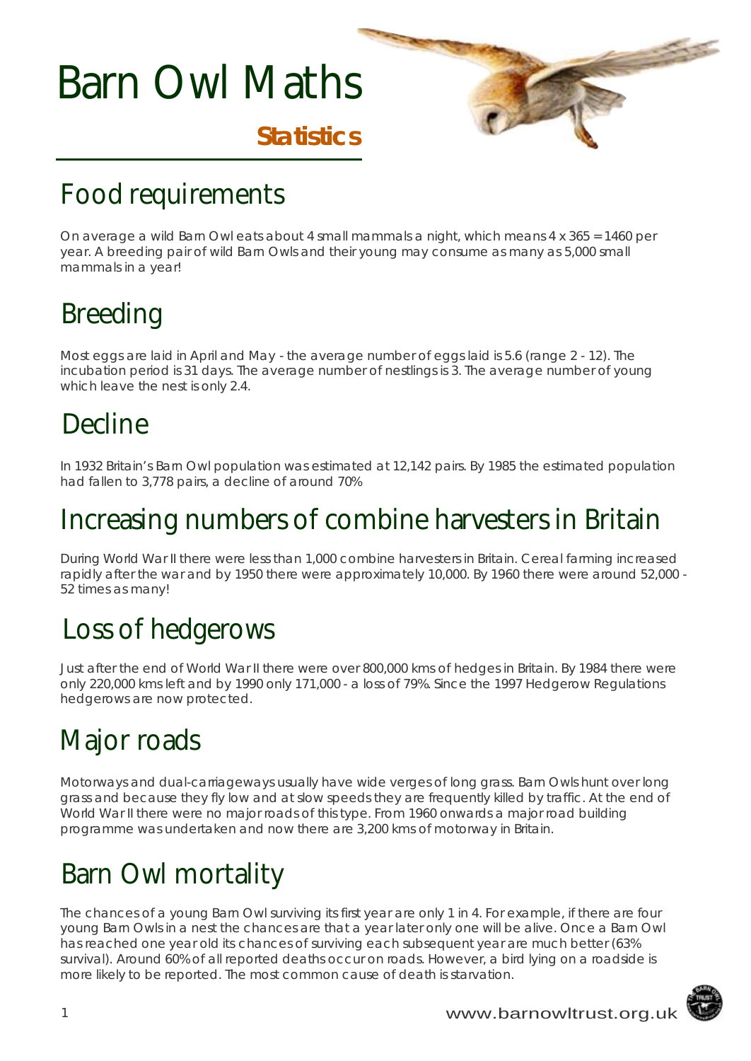# Barn Owl Maths

**Statistics**

## Food requirements

On average a wild Barn Owl eats about 4 small mammals a night, which means 4 x 365 = 1460 per year. A breeding pair of wild Barn Owls and their young may consume as many as 5,000 small mammals in a year!

## Breeding

Most eggs are laid in April and May - the average number of eggs laid is 5.6 (range 2 - 12). The incubation period is 31 days. The average number of nestlings is 3. The average number of young which leave the nest is only 2.4.

## Decline

In 1932 Britain's Barn Owl population was estimated at 12,142 pairs. By 1985 the estimated population had fallen to 3,778 pairs, a decline of around 70%

## Increasing numbers of combine harvesters in Britain

During World War II there were less than 1,000 combine harvesters in Britain. Cereal farming increased rapidly after the war and by 1950 there were approximately 10,000. By 1960 there were around 52,000 - 52 times as many!

## Loss of hedgerows

Just after the end of World War II there were over 800,000 kms of hedges in Britain. By 1984 there were only 220,000 kms left and by 1990 only 171,000 - a loss of 79%. Since the 1997 Hedgerow Regulations hedgerows are now protected.

## Major roads

Motorways and dual-carriageways usually have wide verges of long grass. Barn Owls hunt over long grass and because they fly low and at slow speeds they are frequently killed by traffic. At the end of World War II there were no major roads of this type. From 1960 onwards a major road building programme was undertaken and now there are 3,200 kms of motorway in Britain.

## Barn Owl mortality

The chances of a young Barn Owl surviving its first year are only 1 in 4. For example, if there are four young Barn Owls in a nest the chances are that a year later only one will be alive. Once a Barn Owl has reached one year old its chances of surviving each subsequent year are much better (63% survival). Around 60% of all reported deaths occur on roads. However, a bird lying on a roadside is more likely to be reported. The most common cause of death is starvation.

www.barnowltrust.org.uk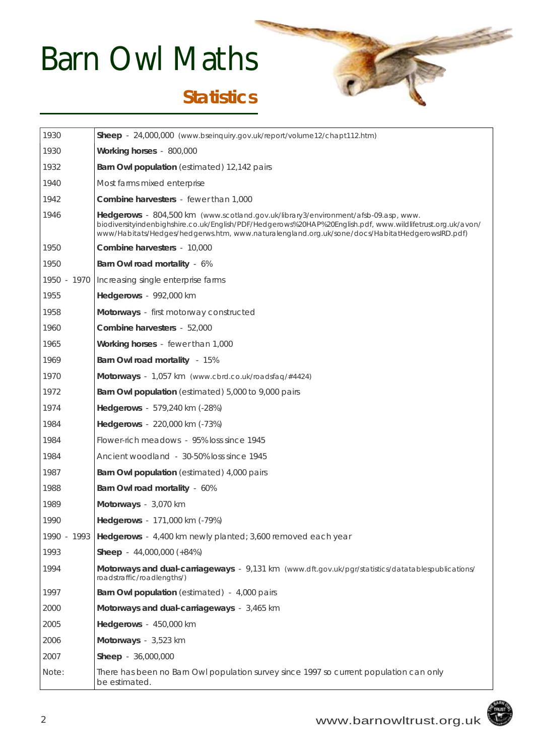# Barn Owl Maths

## Statistics

| | |
|---|---|
| 1930 | **Sheep** - 24,000,000 (www.bseinquiry.gov.uk/report/volume12/chapt112.htm) |
| 1930 | **Working horses** - 800,000 |
| 1932 | **Barn Owl population** (estimated) 12,142 pairs |
| 1940 | Most farms mixed enterprise |
| 1942 | **Combine harvesters** - fewer than 1,000 |
| 1946 | **Hedgerows** - 804,500 km (www.scotland.gov.uk/library3/environment/afsb-09.asp, www.biodiversityindenbighshire.co.uk/English/PDF/Hedgerows%20HAP%20English.pdf, www.wildlifetrust.org.uk/avon/www/Habitats/Hedges/hedgerws.htm, www.naturalengland.org.uk/sone/docs/HabitatHedgerowsIRD.pdf) |
| 1950 | **Combine harvesters** - 10,000 |
| 1950 | **Barn Owl road mortality** - 6% |
| 1950 - 1970 | Increasing single enterprise farms |
| 1955 | **Hedgerows** - 992,000 km |
| 1958 | **Motorways** - first motorway constructed |
| 1960 | **Combine harvesters** - 52,000 |
| 1965 | **Working horses** - fewer than 1,000 |
| 1969 | **Barn Owl road mortality** - 15% |
| 1970 | **Motorways** - 1,057 km (www.cbrd.co.uk/roadsfaq/#4424) |
| 1972 | **Barn Owl population** (estimated) 5,000 to 9,000 pairs |
| 1974 | **Hedgerows** - 579,240 km (-28%) |
| 1984 | **Hedgerows** - 220,000 km (-73%) |
| 1984 | Flower-rich meadows - 95% loss since 1945 |
| 1984 | Ancient woodland - 30-50% loss since 1945 |
| 1987 | **Barn Owl population** (estimated) 4,000 pairs |
| 1988 | **Barn Owl road mortality** - 60% |
| 1989 | **Motorways** - 3,070 km |
| 1990 | **Hedgerows** - 171,000 km (-79%) |
| 1990 - 1993 | **Hedgerows** - 4,400 km newly planted; 3,600 removed each year |
| 1993 | **Sheep** - 44,000,000 (+84%) |
| 1994 | **Motorways and dual-carriageways** - 9,131 km (www.dft.gov.uk/pgr/statistics/datatablespublications/roadstraffic/roadlengths/) |
| 1997 | **Barn Owl population** (estimated) - 4,000 pairs |
| 2000 | **Motorways and dual-carriageways** - 3,465 km |
| 2005 | **Hedgerows** - 450,000 km |
| 2006 | **Motorways** - 3,523 km |
| 2007 | **Sheep** - 36,000,000 |
| Note: | There has been no Barn Owl population survey since 1997 so current population can only be estimated. |

www.barnowltrust.org.uk